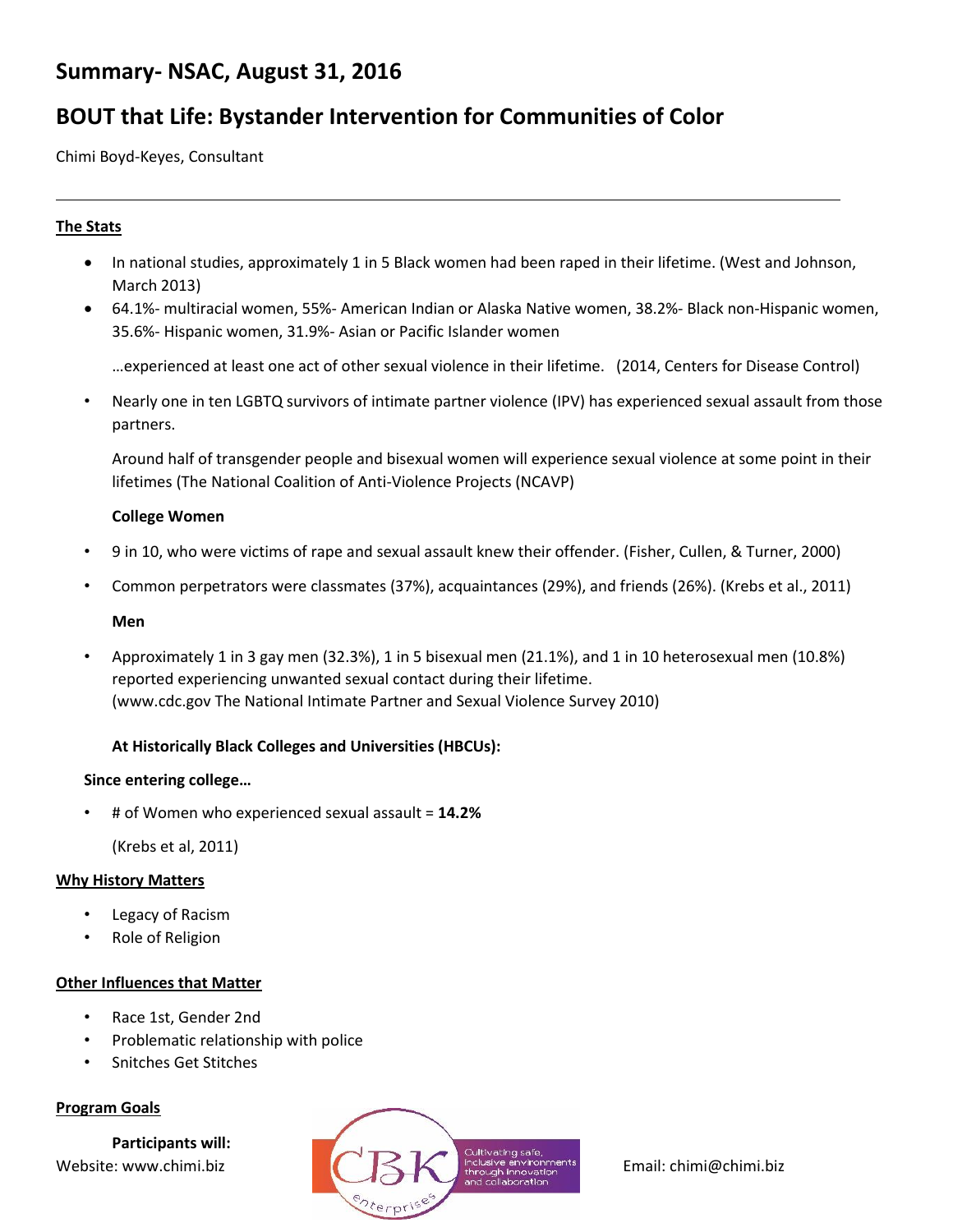# Summary- NSAC, August 31, 2016

## BOUT that Life: Bystander Intervention for Communities of Color

Chimi Boyd-Keyes, Consultant

---

**The Stats**

- In national studies, approximately 1 in 5 Black women had been raped in their lifetime. (West and Johnson, March 2013)
- 64.1%- multiracial women, 55%- American Indian or Alaska Native women, 38.2%- Black non-Hispanic women, 35.6%- Hispanic women, 31.9%- Asian or Pacific Islander women

  …experienced at least one act of other sexual violence in their lifetime. (2014, Centers for Disease Control)

- Nearly one in ten LGBTQ survivors of intimate partner violence (IPV) has experienced sexual assault from those partners.

  Around half of transgender people and bisexual women will experience sexual violence at some point in their lifetimes (The National Coalition of Anti-Violence Projects (NCAVP)

**College Women**

- 9 in 10, who were victims of rape and sexual assault knew their offender. (Fisher, Cullen, & Turner, 2000)
- Common perpetrators were classmates (37%), acquaintances (29%), and friends (26%). (Krebs et al., 2011)

**Men**

- Approximately 1 in 3 gay men (32.3%), 1 in 5 bisexual men (21.1%), and 1 in 10 heterosexual men (10.8%) reported experiencing unwanted sexual contact during their lifetime. (www.cdc.gov The National Intimate Partner and Sexual Violence Survey 2010)

**At Historically Black Colleges and Universities (HBCUs):**

**Since entering college…**

- # of Women who experienced sexual assault = **14.2%**

  (Krebs et al, 2011)

**Why History Matters**

- Legacy of Racism
- Role of Religion

**Other Influences that Matter**

- Race 1st, Gender 2nd
- Problematic relationship with police
- Snitches Get Stitches

**Program Goals**

**Participants will:**

Website: www.chimi.biz

CBK enterprises — Cultivating safe, inclusive environments through innovation and collaboration

Email: chimi@chimi.biz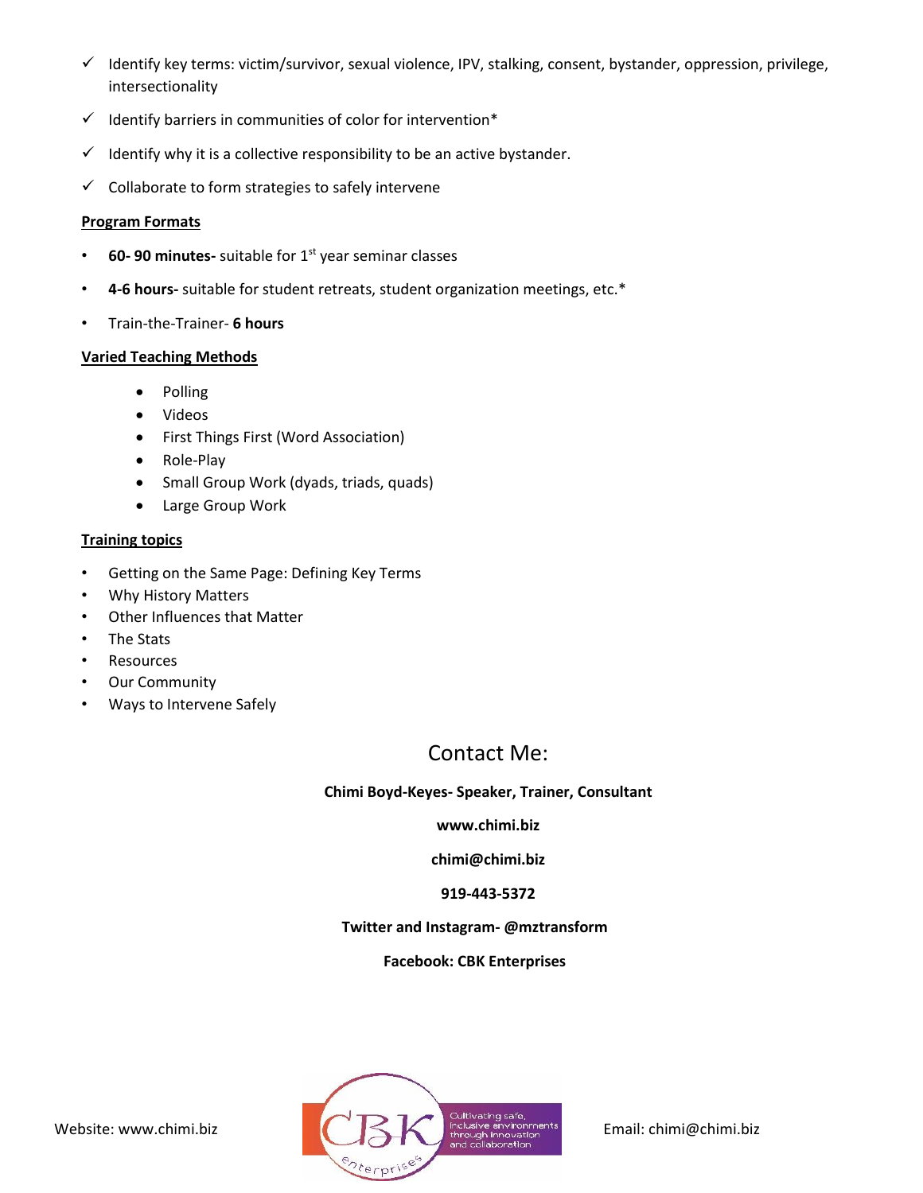- ✓ Identify key terms: victim/survivor, sexual violence, IPV, stalking, consent, bystander, oppression, privilege, intersectionality
- ✓ Identify barriers in communities of color for intervention*
- ✓ Identify why it is a collective responsibility to be an active bystander.
- ✓ Collaborate to form strategies to safely intervene

**Program Formats**

- **60- 90 minutes-** suitable for 1st year seminar classes
- **4-6 hours-** suitable for student retreats, student organization meetings, etc.*
- Train-the-Trainer- **6 hours**

**Varied Teaching Methods**

- Polling
- Videos
- First Things First (Word Association)
- Role-Play
- Small Group Work (dyads, triads, quads)
- Large Group Work

**Training topics**

- Getting on the Same Page: Defining Key Terms
- Why History Matters
- Other Influences that Matter
- The Stats
- Resources
- Our Community
- Ways to Intervene Safely

## Contact Me:

**Chimi Boyd-Keyes- Speaker, Trainer, Consultant**

**www.chimi.biz**

**chimi@chimi.biz**

**919-443-5372**

**Twitter and Instagram- @mztransform**

**Facebook: CBK Enterprises**

Website: www.chimi.biz

CBK enterprises — Cultivating safe, inclusive environments through innovation and collaboration

Email: chimi@chimi.biz